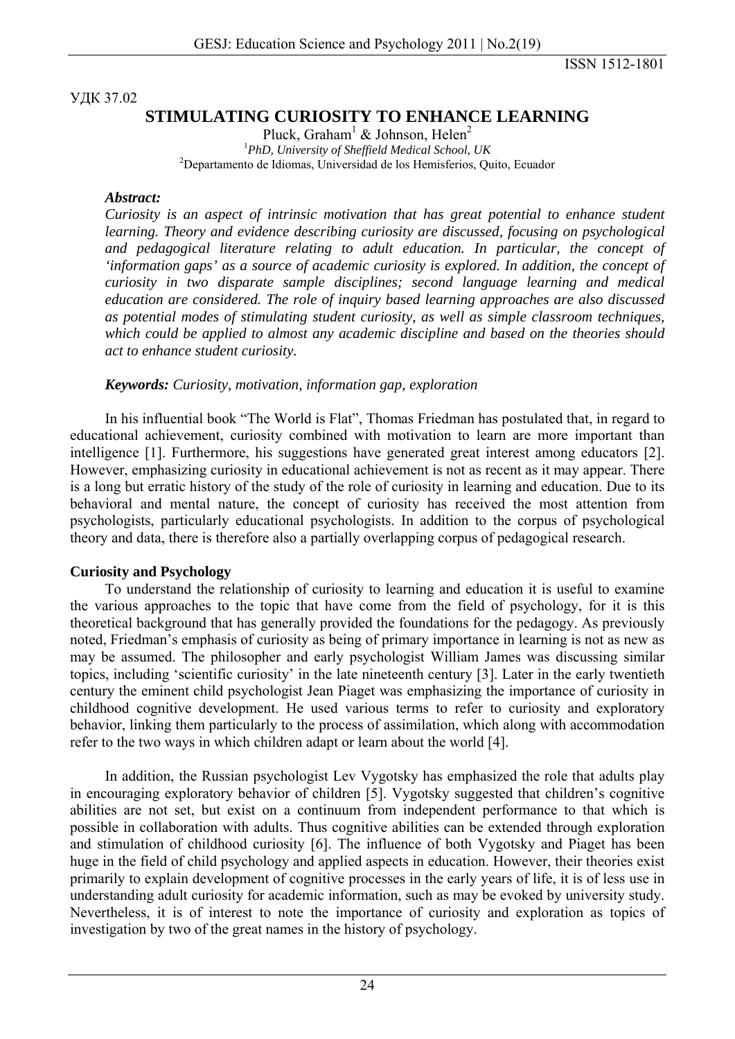УДК 37.02

# STIMULATING CURIOSITY TO ENHANCE LEARNING

Pluck, Graham[1] & Johnson, Helen[2]

[1]*PhD, University of Sheffield Medical School, UK*

[2]Departamento de Idiomas, Universidad de los Hemisferios, Quito, Ecuador

***Abstract:***

*Curiosity is an aspect of intrinsic motivation that has great potential to enhance student learning. Theory and evidence describing curiosity are discussed, focusing on psychological and pedagogical literature relating to adult education. In particular, the concept of 'information gaps' as a source of academic curiosity is explored. In addition, the concept of curiosity in two disparate sample disciplines; second language learning and medical education are considered. The role of inquiry based learning approaches are also discussed as potential modes of stimulating student curiosity, as well as simple classroom techniques, which could be applied to almost any academic discipline and based on the theories should act to enhance student curiosity.*

***Keywords:*** *Curiosity, motivation, information gap, exploration*

In his influential book "The World is Flat", Thomas Friedman has postulated that, in regard to educational achievement, curiosity combined with motivation to learn are more important than intelligence [1]. Furthermore, his suggestions have generated great interest among educators [2]. However, emphasizing curiosity in educational achievement is not as recent as it may appear. There is a long but erratic history of the study of the role of curiosity in learning and education. Due to its behavioral and mental nature, the concept of curiosity has received the most attention from psychologists, particularly educational psychologists. In addition to the corpus of psychological theory and data, there is therefore also a partially overlapping corpus of pedagogical research.

**Curiosity and Psychology**

To understand the relationship of curiosity to learning and education it is useful to examine the various approaches to the topic that have come from the field of psychology, for it is this theoretical background that has generally provided the foundations for the pedagogy. As previously noted, Friedman's emphasis of curiosity as being of primary importance in learning is not as new as may be assumed. The philosopher and early psychologist William James was discussing similar topics, including 'scientific curiosity' in the late nineteenth century [3]. Later in the early twentieth century the eminent child psychologist Jean Piaget was emphasizing the importance of curiosity in childhood cognitive development. He used various terms to refer to curiosity and exploratory behavior, linking them particularly to the process of assimilation, which along with accommodation refer to the two ways in which children adapt or learn about the world [4].

In addition, the Russian psychologist Lev Vygotsky has emphasized the role that adults play in encouraging exploratory behavior of children [5]. Vygotsky suggested that children's cognitive abilities are not set, but exist on a continuum from independent performance to that which is possible in collaboration with adults. Thus cognitive abilities can be extended through exploration and stimulation of childhood curiosity [6]. The influence of both Vygotsky and Piaget has been huge in the field of child psychology and applied aspects in education. However, their theories exist primarily to explain development of cognitive processes in the early years of life, it is of less use in understanding adult curiosity for academic information, such as may be evoked by university study. Nevertheless, it is of interest to note the importance of curiosity and exploration as topics of investigation by two of the great names in the history of psychology.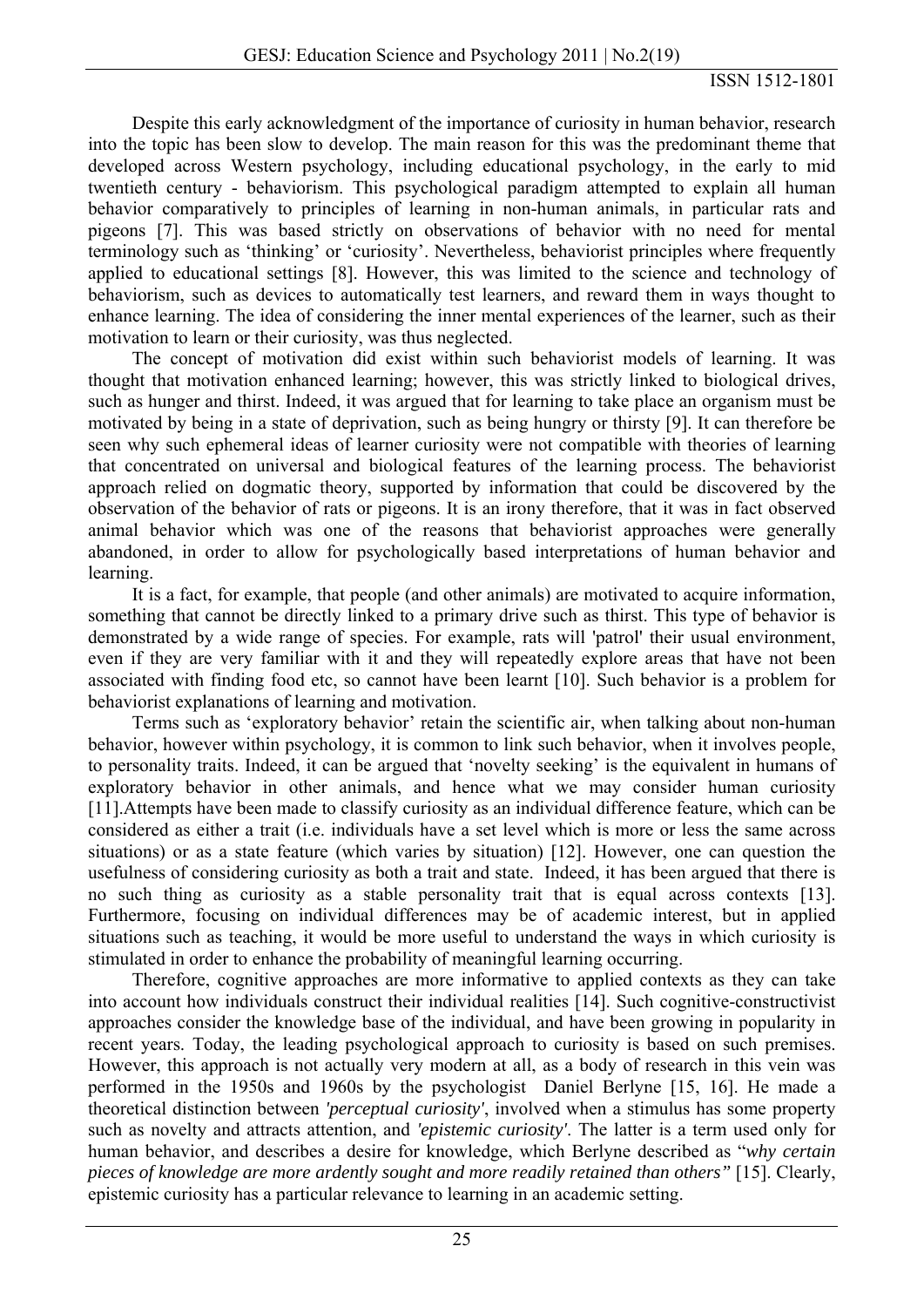Despite this early acknowledgment of the importance of curiosity in human behavior, research into the topic has been slow to develop. The main reason for this was the predominant theme that developed across Western psychology, including educational psychology, in the early to mid twentieth century - behaviorism. This psychological paradigm attempted to explain all human behavior comparatively to principles of learning in non-human animals, in particular rats and pigeons [7]. This was based strictly on observations of behavior with no need for mental terminology such as 'thinking' or 'curiosity'. Nevertheless, behaviorist principles where frequently applied to educational settings [8]. However, this was limited to the science and technology of behaviorism, such as devices to automatically test learners, and reward them in ways thought to enhance learning. The idea of considering the inner mental experiences of the learner, such as their motivation to learn or their curiosity, was thus neglected.

The concept of motivation did exist within such behaviorist models of learning. It was thought that motivation enhanced learning; however, this was strictly linked to biological drives, such as hunger and thirst. Indeed, it was argued that for learning to take place an organism must be motivated by being in a state of deprivation, such as being hungry or thirsty [9]. It can therefore be seen why such ephemeral ideas of learner curiosity were not compatible with theories of learning that concentrated on universal and biological features of the learning process. The behaviorist approach relied on dogmatic theory, supported by information that could be discovered by the observation of the behavior of rats or pigeons. It is an irony therefore, that it was in fact observed animal behavior which was one of the reasons that behaviorist approaches were generally abandoned, in order to allow for psychologically based interpretations of human behavior and learning.

It is a fact, for example, that people (and other animals) are motivated to acquire information, something that cannot be directly linked to a primary drive such as thirst. This type of behavior is demonstrated by a wide range of species. For example, rats will 'patrol' their usual environment, even if they are very familiar with it and they will repeatedly explore areas that have not been associated with finding food etc, so cannot have been learnt [10]. Such behavior is a problem for behaviorist explanations of learning and motivation.

Terms such as 'exploratory behavior' retain the scientific air, when talking about non-human behavior, however within psychology, it is common to link such behavior, when it involves people, to personality traits. Indeed, it can be argued that 'novelty seeking' is the equivalent in humans of exploratory behavior in other animals, and hence what we may consider human curiosity [11].Attempts have been made to classify curiosity as an individual difference feature, which can be considered as either a trait (i.e. individuals have a set level which is more or less the same across situations) or as a state feature (which varies by situation) [12]. However, one can question the usefulness of considering curiosity as both a trait and state. Indeed, it has been argued that there is no such thing as curiosity as a stable personality trait that is equal across contexts [13]. Furthermore, focusing on individual differences may be of academic interest, but in applied situations such as teaching, it would be more useful to understand the ways in which curiosity is stimulated in order to enhance the probability of meaningful learning occurring.

Therefore, cognitive approaches are more informative to applied contexts as they can take into account how individuals construct their individual realities [14]. Such cognitive-constructivist approaches consider the knowledge base of the individual, and have been growing in popularity in recent years. Today, the leading psychological approach to curiosity is based on such premises. However, this approach is not actually very modern at all, as a body of research in this vein was performed in the 1950s and 1960s by the psychologist Daniel Berlyne [15, 16]. He made a theoretical distinction between *'perceptual curiosity'*, involved when a stimulus has some property such as novelty and attracts attention, and *'epistemic curiosity'*. The latter is a term used only for human behavior, and describes a desire for knowledge, which Berlyne described as "*why certain pieces of knowledge are more ardently sought and more readily retained than others"* [15]. Clearly, epistemic curiosity has a particular relevance to learning in an academic setting.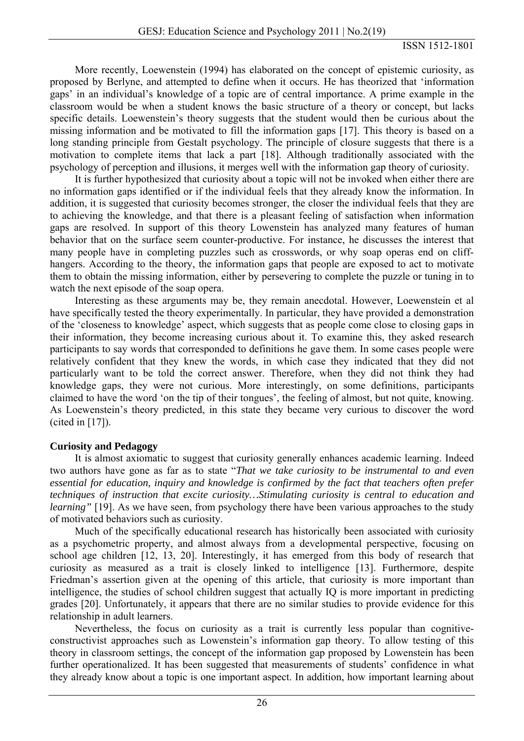More recently, Loewenstein (1994) has elaborated on the concept of epistemic curiosity, as proposed by Berlyne, and attempted to define when it occurs. He has theorized that 'information gaps' in an individual's knowledge of a topic are of central importance. A prime example in the classroom would be when a student knows the basic structure of a theory or concept, but lacks specific details. Loewenstein's theory suggests that the student would then be curious about the missing information and be motivated to fill the information gaps [17]. This theory is based on a long standing principle from Gestalt psychology. The principle of closure suggests that there is a motivation to complete items that lack a part [18]. Although traditionally associated with the psychology of perception and illusions, it merges well with the information gap theory of curiosity.

It is further hypothesized that curiosity about a topic will not be invoked when either there are no information gaps identified or if the individual feels that they already know the information. In addition, it is suggested that curiosity becomes stronger, the closer the individual feels that they are to achieving the knowledge, and that there is a pleasant feeling of satisfaction when information gaps are resolved. In support of this theory Lowenstein has analyzed many features of human behavior that on the surface seem counter-productive. For instance, he discusses the interest that many people have in completing puzzles such as crosswords, or why soap operas end on cliff-hangers. According to the theory, the information gaps that people are exposed to act to motivate them to obtain the missing information, either by persevering to complete the puzzle or tuning in to watch the next episode of the soap opera.

Interesting as these arguments may be, they remain anecdotal. However, Loewenstein et al have specifically tested the theory experimentally. In particular, they have provided a demonstration of the 'closeness to knowledge' aspect, which suggests that as people come close to closing gaps in their information, they become increasing curious about it. To examine this, they asked research participants to say words that corresponded to definitions he gave them. In some cases people were relatively confident that they knew the words, in which case they indicated that they did not particularly want to be told the correct answer. Therefore, when they did not think they had knowledge gaps, they were not curious. More interestingly, on some definitions, participants claimed to have the word 'on the tip of their tongues', the feeling of almost, but not quite, knowing. As Loewenstein's theory predicted, in this state they became very curious to discover the word (cited in [17]).

**Curiosity and Pedagogy**

It is almost axiomatic to suggest that curiosity generally enhances academic learning. Indeed two authors have gone as far as to state "*That we take curiosity to be instrumental to and even essential for education, inquiry and knowledge is confirmed by the fact that teachers often prefer techniques of instruction that excite curiosity…Stimulating curiosity is central to education and learning"* [19]. As we have seen, from psychology there have been various approaches to the study of motivated behaviors such as curiosity.

Much of the specifically educational research has historically been associated with curiosity as a psychometric property, and almost always from a developmental perspective, focusing on school age children [12, 13, 20]. Interestingly, it has emerged from this body of research that curiosity as measured as a trait is closely linked to intelligence [13]. Furthermore, despite Friedman's assertion given at the opening of this article, that curiosity is more important than intelligence, the studies of school children suggest that actually IQ is more important in predicting grades [20]. Unfortunately, it appears that there are no similar studies to provide evidence for this relationship in adult learners.

Nevertheless, the focus on curiosity as a trait is currently less popular than cognitive-constructivist approaches such as Lowenstein's information gap theory. To allow testing of this theory in classroom settings, the concept of the information gap proposed by Lowenstein has been further operationalized. It has been suggested that measurements of students' confidence in what they already know about a topic is one important aspect. In addition, how important learning about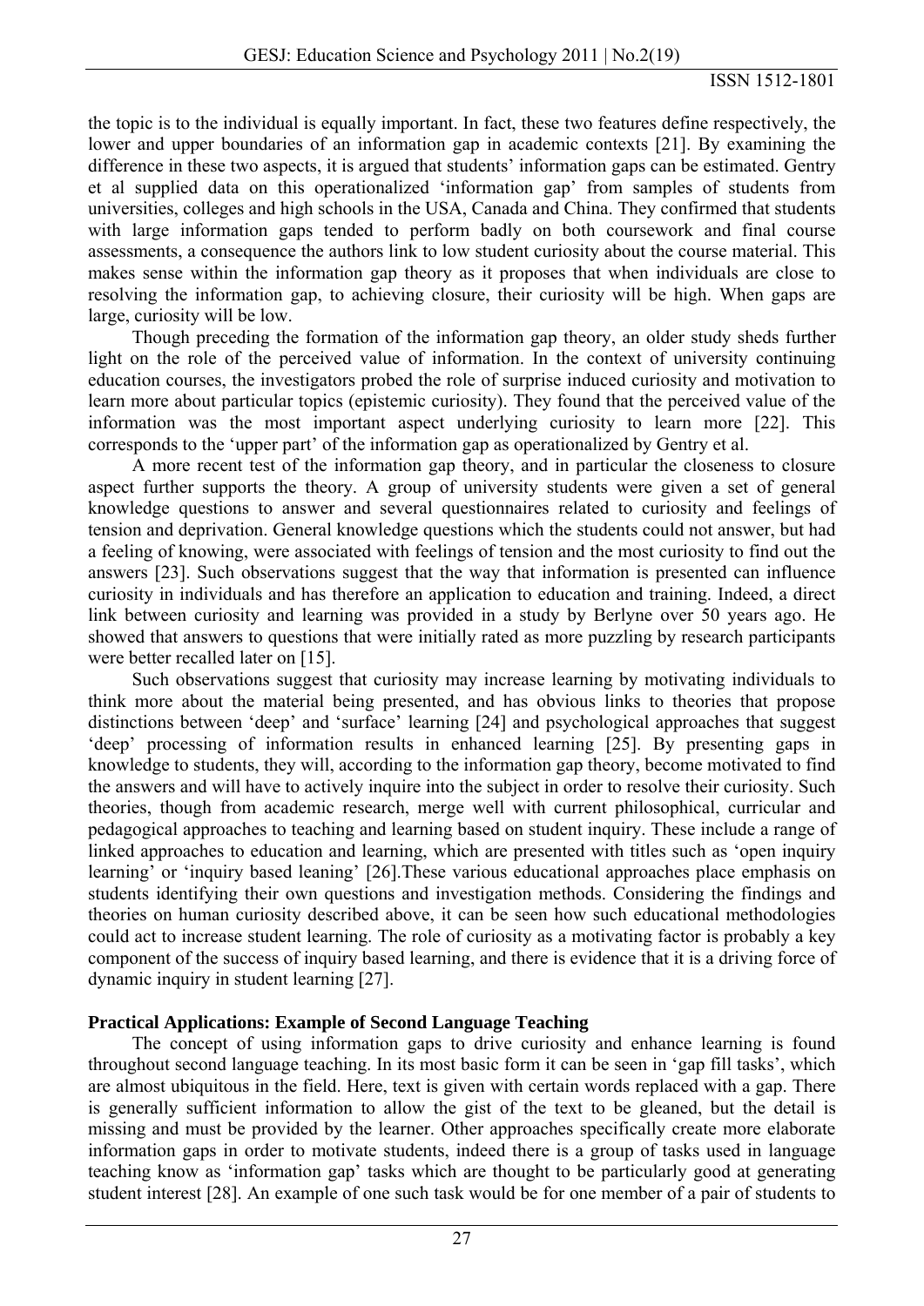the topic is to the individual is equally important. In fact, these two features define respectively, the lower and upper boundaries of an information gap in academic contexts [21]. By examining the difference in these two aspects, it is argued that students' information gaps can be estimated. Gentry et al supplied data on this operationalized 'information gap' from samples of students from universities, colleges and high schools in the USA, Canada and China. They confirmed that students with large information gaps tended to perform badly on both coursework and final course assessments, a consequence the authors link to low student curiosity about the course material. This makes sense within the information gap theory as it proposes that when individuals are close to resolving the information gap, to achieving closure, their curiosity will be high. When gaps are large, curiosity will be low.

Though preceding the formation of the information gap theory, an older study sheds further light on the role of the perceived value of information. In the context of university continuing education courses, the investigators probed the role of surprise induced curiosity and motivation to learn more about particular topics (epistemic curiosity). They found that the perceived value of the information was the most important aspect underlying curiosity to learn more [22]. This corresponds to the 'upper part' of the information gap as operationalized by Gentry et al.

A more recent test of the information gap theory, and in particular the closeness to closure aspect further supports the theory. A group of university students were given a set of general knowledge questions to answer and several questionnaires related to curiosity and feelings of tension and deprivation. General knowledge questions which the students could not answer, but had a feeling of knowing, were associated with feelings of tension and the most curiosity to find out the answers [23]. Such observations suggest that the way that information is presented can influence curiosity in individuals and has therefore an application to education and training. Indeed, a direct link between curiosity and learning was provided in a study by Berlyne over 50 years ago. He showed that answers to questions that were initially rated as more puzzling by research participants were better recalled later on [15].

Such observations suggest that curiosity may increase learning by motivating individuals to think more about the material being presented, and has obvious links to theories that propose distinctions between 'deep' and 'surface' learning [24] and psychological approaches that suggest 'deep' processing of information results in enhanced learning [25]. By presenting gaps in knowledge to students, they will, according to the information gap theory, become motivated to find the answers and will have to actively inquire into the subject in order to resolve their curiosity. Such theories, though from academic research, merge well with current philosophical, curricular and pedagogical approaches to teaching and learning based on student inquiry. These include a range of linked approaches to education and learning, which are presented with titles such as 'open inquiry learning' or 'inquiry based leaning' [26].These various educational approaches place emphasis on students identifying their own questions and investigation methods. Considering the findings and theories on human curiosity described above, it can be seen how such educational methodologies could act to increase student learning. The role of curiosity as a motivating factor is probably a key component of the success of inquiry based learning, and there is evidence that it is a driving force of dynamic inquiry in student learning [27].

**Practical Applications: Example of Second Language Teaching**

The concept of using information gaps to drive curiosity and enhance learning is found throughout second language teaching. In its most basic form it can be seen in 'gap fill tasks', which are almost ubiquitous in the field. Here, text is given with certain words replaced with a gap. There is generally sufficient information to allow the gist of the text to be gleaned, but the detail is missing and must be provided by the learner. Other approaches specifically create more elaborate information gaps in order to motivate students, indeed there is a group of tasks used in language teaching know as 'information gap' tasks which are thought to be particularly good at generating student interest [28]. An example of one such task would be for one member of a pair of students to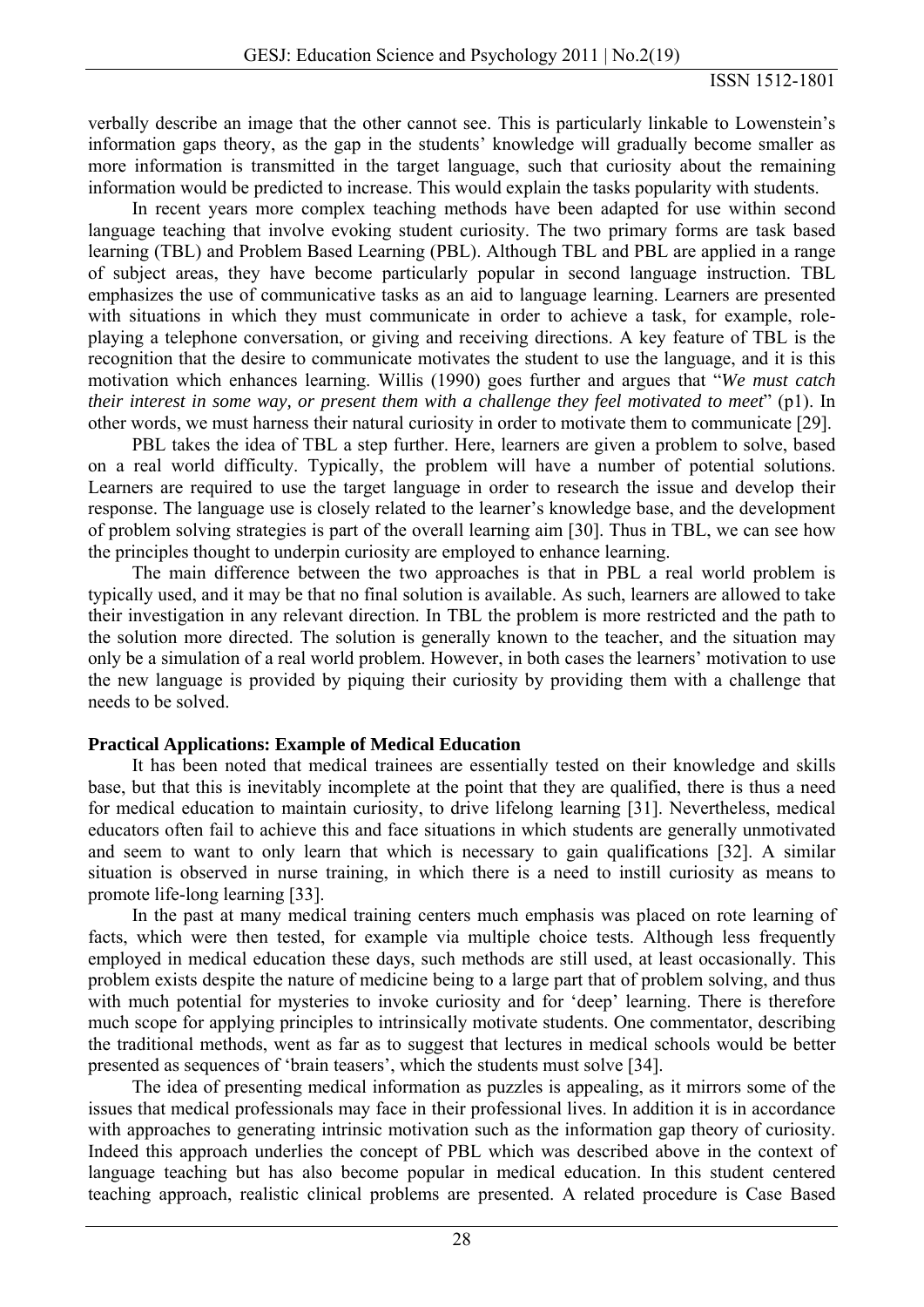verbally describe an image that the other cannot see. This is particularly linkable to Lowenstein's information gaps theory, as the gap in the students' knowledge will gradually become smaller as more information is transmitted in the target language, such that curiosity about the remaining information would be predicted to increase. This would explain the tasks popularity with students.

In recent years more complex teaching methods have been adapted for use within second language teaching that involve evoking student curiosity. The two primary forms are task based learning (TBL) and Problem Based Learning (PBL). Although TBL and PBL are applied in a range of subject areas, they have become particularly popular in second language instruction. TBL emphasizes the use of communicative tasks as an aid to language learning. Learners are presented with situations in which they must communicate in order to achieve a task, for example, role-playing a telephone conversation, or giving and receiving directions. A key feature of TBL is the recognition that the desire to communicate motivates the student to use the language, and it is this motivation which enhances learning. Willis (1990) goes further and argues that "*We must catch their interest in some way, or present them with a challenge they feel motivated to meet*" (p1). In other words, we must harness their natural curiosity in order to motivate them to communicate [29].

PBL takes the idea of TBL a step further. Here, learners are given a problem to solve, based on a real world difficulty. Typically, the problem will have a number of potential solutions. Learners are required to use the target language in order to research the issue and develop their response. The language use is closely related to the learner's knowledge base, and the development of problem solving strategies is part of the overall learning aim [30]. Thus in TBL, we can see how the principles thought to underpin curiosity are employed to enhance learning.

The main difference between the two approaches is that in PBL a real world problem is typically used, and it may be that no final solution is available. As such, learners are allowed to take their investigation in any relevant direction. In TBL the problem is more restricted and the path to the solution more directed. The solution is generally known to the teacher, and the situation may only be a simulation of a real world problem. However, in both cases the learners' motivation to use the new language is provided by piquing their curiosity by providing them with a challenge that needs to be solved.

**Practical Applications: Example of Medical Education**

It has been noted that medical trainees are essentially tested on their knowledge and skills base, but that this is inevitably incomplete at the point that they are qualified, there is thus a need for medical education to maintain curiosity, to drive lifelong learning [31]. Nevertheless, medical educators often fail to achieve this and face situations in which students are generally unmotivated and seem to want to only learn that which is necessary to gain qualifications [32]. A similar situation is observed in nurse training, in which there is a need to instill curiosity as means to promote life-long learning [33].

In the past at many medical training centers much emphasis was placed on rote learning of facts, which were then tested, for example via multiple choice tests. Although less frequently employed in medical education these days, such methods are still used, at least occasionally. This problem exists despite the nature of medicine being to a large part that of problem solving, and thus with much potential for mysteries to invoke curiosity and for 'deep' learning. There is therefore much scope for applying principles to intrinsically motivate students. One commentator, describing the traditional methods, went as far as to suggest that lectures in medical schools would be better presented as sequences of 'brain teasers', which the students must solve [34].

The idea of presenting medical information as puzzles is appealing, as it mirrors some of the issues that medical professionals may face in their professional lives. In addition it is in accordance with approaches to generating intrinsic motivation such as the information gap theory of curiosity. Indeed this approach underlies the concept of PBL which was described above in the context of language teaching but has also become popular in medical education. In this student centered teaching approach, realistic clinical problems are presented. A related procedure is Case Based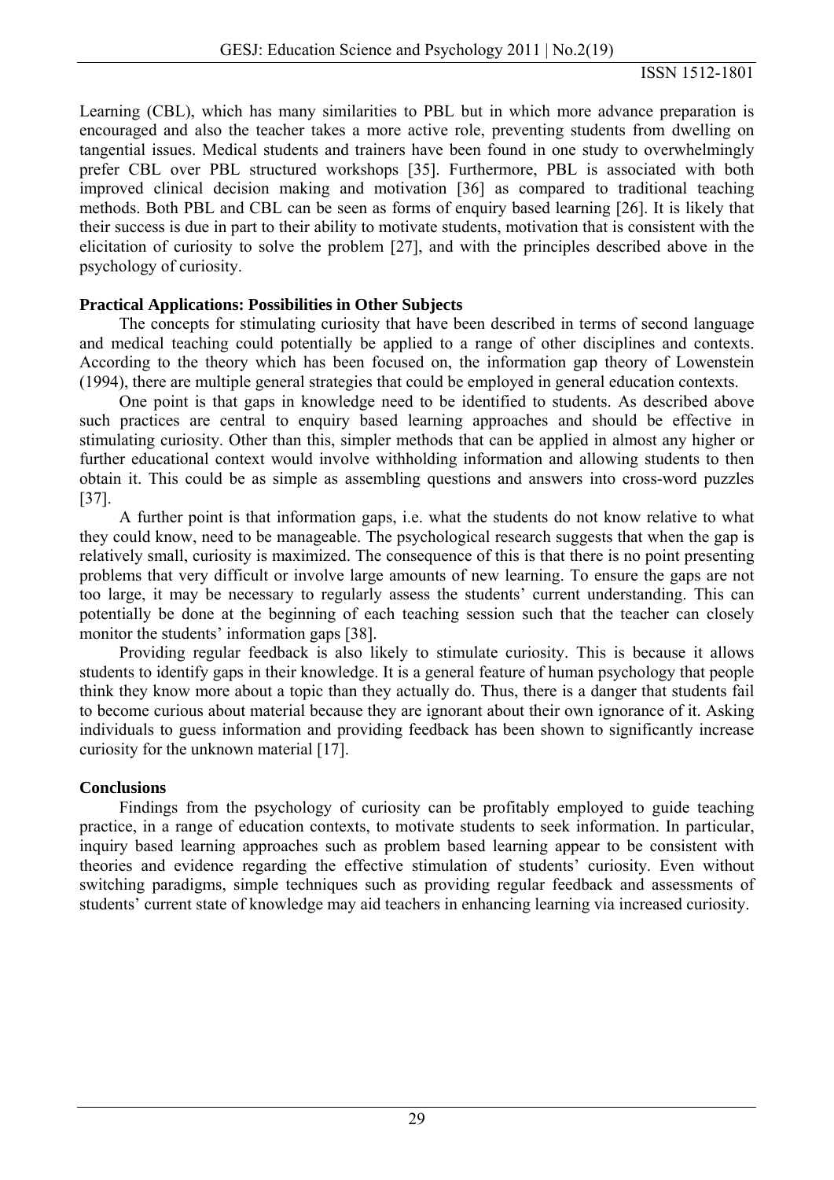Learning (CBL), which has many similarities to PBL but in which more advance preparation is encouraged and also the teacher takes a more active role, preventing students from dwelling on tangential issues. Medical students and trainers have been found in one study to overwhelmingly prefer CBL over PBL structured workshops [35]. Furthermore, PBL is associated with both improved clinical decision making and motivation [36] as compared to traditional teaching methods. Both PBL and CBL can be seen as forms of enquiry based learning [26]. It is likely that their success is due in part to their ability to motivate students, motivation that is consistent with the elicitation of curiosity to solve the problem [27], and with the principles described above in the psychology of curiosity.

**Practical Applications: Possibilities in Other Subjects**

The concepts for stimulating curiosity that have been described in terms of second language and medical teaching could potentially be applied to a range of other disciplines and contexts. According to the theory which has been focused on, the information gap theory of Lowenstein (1994), there are multiple general strategies that could be employed in general education contexts.

One point is that gaps in knowledge need to be identified to students. As described above such practices are central to enquiry based learning approaches and should be effective in stimulating curiosity. Other than this, simpler methods that can be applied in almost any higher or further educational context would involve withholding information and allowing students to then obtain it. This could be as simple as assembling questions and answers into cross-word puzzles [37].

A further point is that information gaps, i.e. what the students do not know relative to what they could know, need to be manageable. The psychological research suggests that when the gap is relatively small, curiosity is maximized. The consequence of this is that there is no point presenting problems that very difficult or involve large amounts of new learning. To ensure the gaps are not too large, it may be necessary to regularly assess the students' current understanding. This can potentially be done at the beginning of each teaching session such that the teacher can closely monitor the students' information gaps [38].

Providing regular feedback is also likely to stimulate curiosity. This is because it allows students to identify gaps in their knowledge. It is a general feature of human psychology that people think they know more about a topic than they actually do. Thus, there is a danger that students fail to become curious about material because they are ignorant about their own ignorance of it. Asking individuals to guess information and providing feedback has been shown to significantly increase curiosity for the unknown material [17].

**Conclusions**

Findings from the psychology of curiosity can be profitably employed to guide teaching practice, in a range of education contexts, to motivate students to seek information. In particular, inquiry based learning approaches such as problem based learning appear to be consistent with theories and evidence regarding the effective stimulation of students' curiosity. Even without switching paradigms, simple techniques such as providing regular feedback and assessments of students' current state of knowledge may aid teachers in enhancing learning via increased curiosity.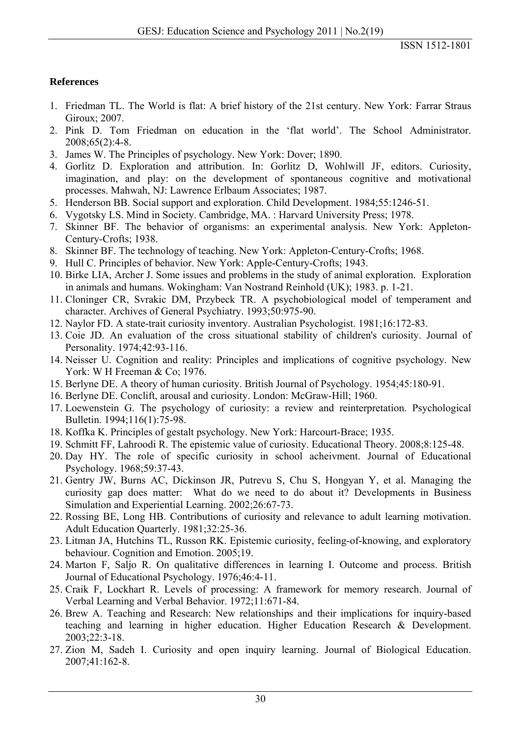**References**

1. Friedman TL. The World is flat: A brief history of the 21st century. New York: Farrar Straus Giroux; 2007.
2. Pink D. Tom Friedman on education in the 'flat world'. The School Administrator. 2008;65(2):4-8.
3. James W. The Principles of psychology. New York: Dover; 1890.
4. Gorlitz D. Exploration and attribution. In: Gorlitz D, Wohlwill JF, editors. Curiosity, imagination, and play: on the development of spontaneous cognitive and motivational processes. Mahwah, NJ: Lawrence Erlbaum Associates; 1987.
5. Henderson BB. Social support and exploration. Child Development. 1984;55:1246-51.
6. Vygotsky LS. Mind in Society. Cambridge, MA. : Harvard University Press; 1978.
7. Skinner BF. The behavior of organisms: an experimental analysis. New York: Appleton-Century-Crofts; 1938.
8. Skinner BF. The technology of teaching. New York: Appleton-Century-Crofts; 1968.
9. Hull C. Principles of behavior. New York: Apple-Century-Crofts; 1943.
10. Birke LIA, Archer J. Some issues and problems in the study of animal exploration. Exploration in animals and humans. Wokingham: Van Nostrand Reinhold (UK); 1983. p. 1-21.
11. Cloninger CR, Svrakic DM, Przybeck TR. A psychobiological model of temperament and character. Archives of General Psychiatry. 1993;50:975-90.
12. Naylor FD. A state-trait curiosity inventory. Australian Psychologist. 1981;16:172-83.
13. Coie JD. An evaluation of the cross situational stability of children's curiosity. Journal of Personality. 1974;42:93-116.
14. Neisser U. Cognition and reality: Principles and implications of cognitive psychology. New York: W H Freeman & Co; 1976.
15. Berlyne DE. A theory of human curiosity. British Journal of Psychology. 1954;45:180-91.
16. Berlyne DE. Conclift, arousal and curiosity. London: McGraw-Hill; 1960.
17. Loewenstein G. The psychology of curiosity: a review and reinterpretation. Psychological Bulletin. 1994;116(1):75-98.
18. Koffka K. Principles of gestalt psychology. New York: Harcourt-Brace; 1935.
19. Schmitt FF, Lahroodi R. The epistemic value of curiosity. Educational Theory. 2008;8:125-48.
20. Day HY. The role of specific curiosity in school acheivment. Journal of Educational Psychology. 1968;59:37-43.
21. Gentry JW, Burns AC, Dickinson JR, Putrevu S, Chu S, Hongyan Y, et al. Managing the curiosity gap does matter: What do we need to do about it? Developments in Business Simulation and Experiential Learning. 2002;26:67-73.
22. Rossing BE, Long HB. Contributions of curiosity and relevance to adult learning motivation. Adult Education Quarterly. 1981;32:25-36.
23. Litman JA, Hutchins TL, Russon RK. Epistemic curiosity, feeling-of-knowing, and exploratory behaviour. Cognition and Emotion. 2005;19.
24. Marton F, Saljo R. On qualitative differences in learning I. Outcome and process. British Journal of Educational Psychology. 1976;46:4-11.
25. Craik F, Lockhart R. Levels of processing: A framework for memory research. Journal of Verbal Learning and Verbal Behavior. 1972;11:671-84.
26. Brew A. Teaching and Research: New relationships and their implications for inquiry-based teaching and learning in higher education. Higher Education Research & Development. 2003;22:3-18.
27. Zion M, Sadeh I. Curiosity and open inquiry learning. Journal of Biological Education. 2007;41:162-8.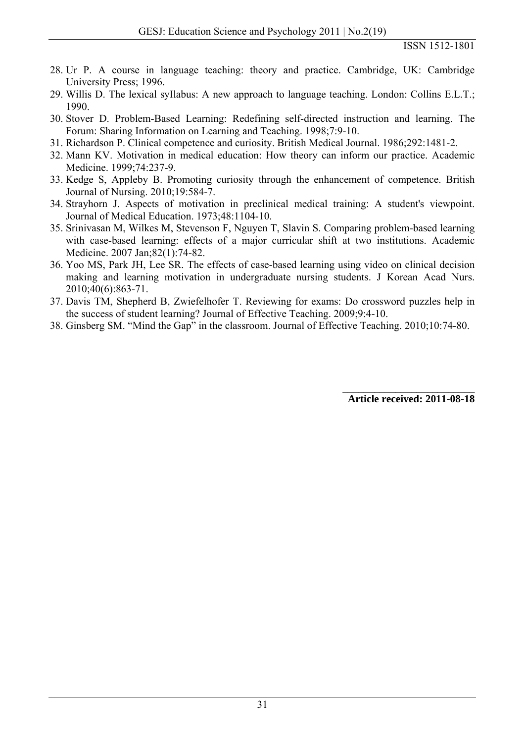28. Ur P. A course in language teaching: theory and practice. Cambridge, UK: Cambridge University Press; 1996.
29. Willis D. The lexical syIlabus: A new approach to language teaching. London: Collins E.L.T.; 1990.
30. Stover D. Problem-Based Learning: Redefining self-directed instruction and learning. The Forum: Sharing Information on Learning and Teaching. 1998;7:9-10.
31. Richardson P. Clinical competence and curiosity. British Medical Journal. 1986;292:1481-2.
32. Mann KV. Motivation in medical education: How theory can inform our practice. Academic Medicine. 1999;74:237-9.
33. Kedge S, Appleby B. Promoting curiosity through the enhancement of competence. British Journal of Nursing. 2010;19:584-7.
34. Strayhorn J. Aspects of motivation in preclinical medical training: A student's viewpoint. Journal of Medical Education. 1973;48:1104-10.
35. Srinivasan M, Wilkes M, Stevenson F, Nguyen T, Slavin S. Comparing problem-based learning with case-based learning: effects of a major curricular shift at two institutions. Academic Medicine. 2007 Jan;82(1):74-82.
36. Yoo MS, Park JH, Lee SR. The effects of case-based learning using video on clinical decision making and learning motivation in undergraduate nursing students. J Korean Acad Nurs. 2010;40(6):863-71.
37. Davis TM, Shepherd B, Zwiefelhofer T. Reviewing for exams: Do crossword puzzles help in the success of student learning? Journal of Effective Teaching. 2009;9:4-10.
38. Ginsberg SM. "Mind the Gap" in the classroom. Journal of Effective Teaching. 2010;10:74-80.

**Article received: 2011-08-18**